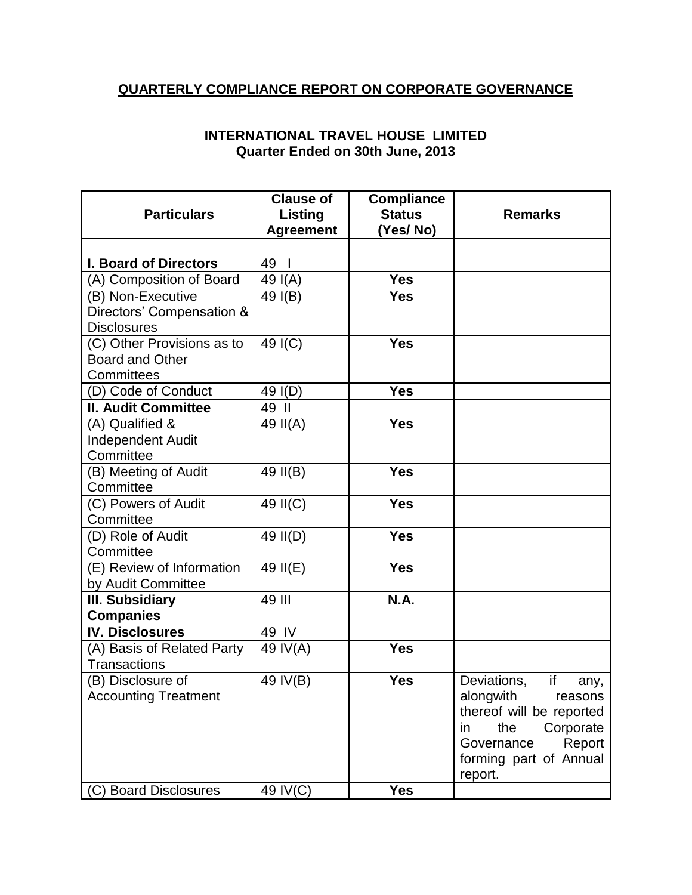# QUARTERLY COMPLIANCE REPORT ON CORPORATE GOVERNANCE

## INTERNATIONAL TRAVEL HOUSE LIMITED
### Quarter Ended on 30th June, 2013

| Particulars | Clause of Listing Agreement | Compliance Status (Yes/ No) | Remarks |
|---|---|---|---|
| | | | |
| **I. Board of Directors** | 49 I | | |
| (A) Composition of Board | 49 I(A) | **Yes** | |
| (B) Non-Executive Directors' Compensation & Disclosures | 49 I(B) | **Yes** | |
| (C) Other Provisions as to Board and Other Committees | 49 I(C) | **Yes** | |
| (D) Code of Conduct | 49 I(D) | **Yes** | |
| **II. Audit Committee** | 49 II | | |
| (A) Qualified & Independent Audit Committee | 49 II(A) | **Yes** | |
| (B) Meeting of Audit Committee | 49 II(B) | **Yes** | |
| (C) Powers of Audit Committee | 49 II(C) | **Yes** | |
| (D) Role of Audit Committee | 49 II(D) | **Yes** | |
| (E) Review of Information by Audit Committee | 49 II(E) | **Yes** | |
| **III. Subsidiary Companies** | 49 III | **N.A.** | |
| **IV. Disclosures** | 49 IV | | |
| (A) Basis of Related Party Transactions | 49 IV(A) | **Yes** | |
| (B) Disclosure of Accounting Treatment | 49 IV(B) | **Yes** | Deviations, if any, alongwith reasons thereof will be reported in the Corporate Governance Report forming part of Annual report. |
| (C) Board Disclosures | 49 IV(C) | **Yes** | |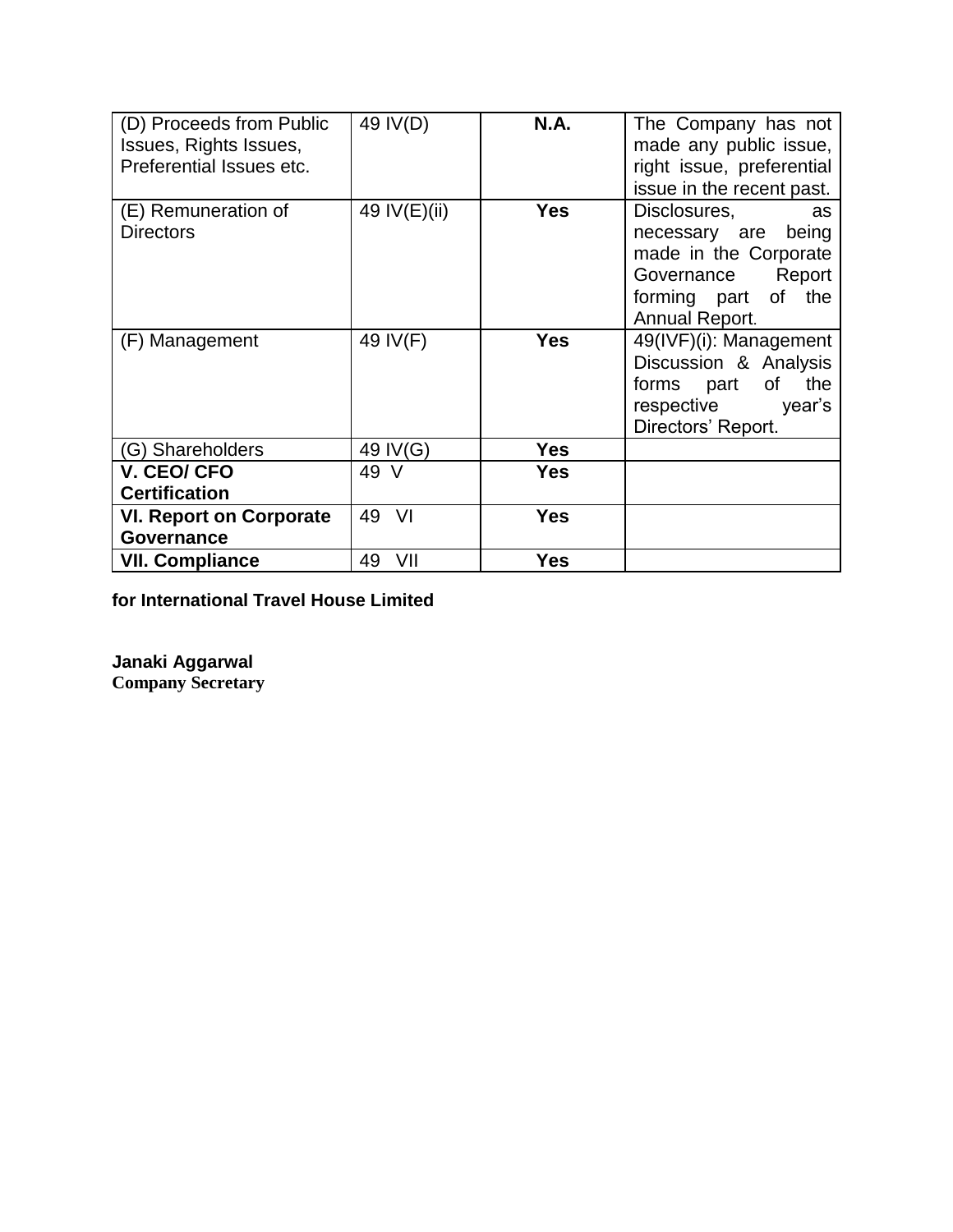| | | | |
|---|---|---|---|
| (D) Proceeds from Public Issues, Rights Issues, Preferential Issues etc. | 49 IV(D) | **N.A.** | The Company has not made any public issue, right issue, preferential issue in the recent past. |
| (E) Remuneration of Directors | 49 IV(E)(ii) | **Yes** | Disclosures, as necessary are being made in the Corporate Governance Report forming part of the Annual Report. |
| (F) Management | 49 IV(F) | **Yes** | 49(IVF)(i): Management Discussion & Analysis forms part of the respective year's Directors' Report. |
| (G) Shareholders | 49 IV(G) | **Yes** | |
| **V. CEO/ CFO Certification** | 49 V | **Yes** | |
| **VI. Report on Corporate Governance** | 49 VI | **Yes** | |
| **VII. Compliance** | 49 VII | **Yes** | |

**for International Travel House Limited**

**Janaki Aggarwal**
**Company Secretary**